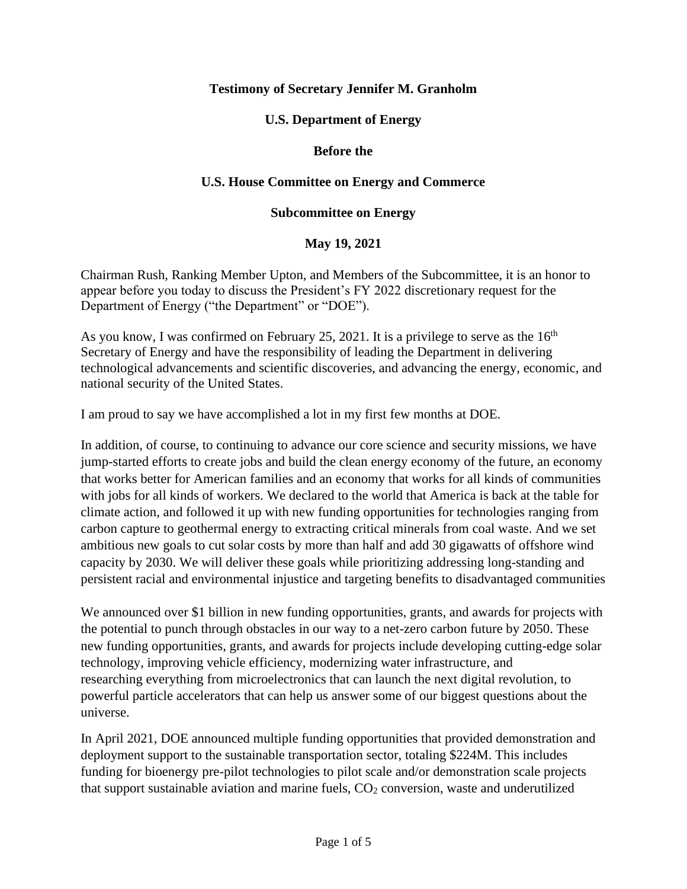**Testimony of Secretary Jennifer M. Granholm**

**U.S. Department of Energy**

**Before the**

**U.S. House Committee on Energy and Commerce**

**Subcommittee on Energy**

**May 19, 2021**

Chairman Rush, Ranking Member Upton, and Members of the Subcommittee, it is an honor to appear before you today to discuss the President's FY 2022 discretionary request for the Department of Energy ("the Department" or "DOE").

As you know, I was confirmed on February 25, 2021. It is a privilege to serve as the 16th Secretary of Energy and have the responsibility of leading the Department in delivering technological advancements and scientific discoveries, and advancing the energy, economic, and national security of the United States.

I am proud to say we have accomplished a lot in my first few months at DOE.

In addition, of course, to continuing to advance our core science and security missions, we have jump-started efforts to create jobs and build the clean energy economy of the future, an economy that works better for American families and an economy that works for all kinds of communities with jobs for all kinds of workers. We declared to the world that America is back at the table for climate action, and followed it up with new funding opportunities for technologies ranging from carbon capture to geothermal energy to extracting critical minerals from coal waste. And we set ambitious new goals to cut solar costs by more than half and add 30 gigawatts of offshore wind capacity by 2030. We will deliver these goals while prioritizing addressing long-standing and persistent racial and environmental injustice and targeting benefits to disadvantaged communities

We announced over $1 billion in new funding opportunities, grants, and awards for projects with the potential to punch through obstacles in our way to a net-zero carbon future by 2050. These new funding opportunities, grants, and awards for projects include developing cutting-edge solar technology, improving vehicle efficiency, modernizing water infrastructure, and researching everything from microelectronics that can launch the next digital revolution, to powerful particle accelerators that can help us answer some of our biggest questions about the universe.

In April 2021, DOE announced multiple funding opportunities that provided demonstration and deployment support to the sustainable transportation sector, totaling $224M. This includes funding for bioenergy pre-pilot technologies to pilot scale and/or demonstration scale projects that support sustainable aviation and marine fuels, $CO_2$ conversion, waste and underutilized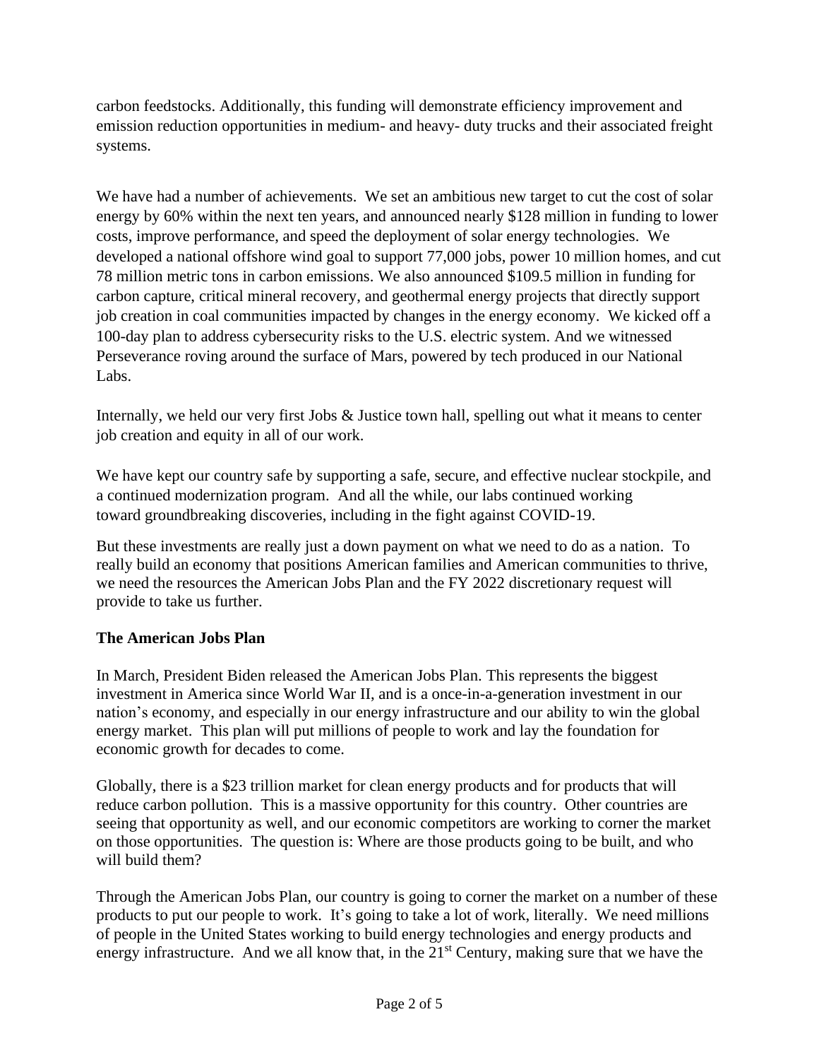carbon feedstocks. Additionally, this funding will demonstrate efficiency improvement and emission reduction opportunities in medium- and heavy- duty trucks and their associated freight systems.

We have had a number of achievements. We set an ambitious new target to cut the cost of solar energy by 60% within the next ten years, and announced nearly $128 million in funding to lower costs, improve performance, and speed the deployment of solar energy technologies. We developed a national offshore wind goal to support 77,000 jobs, power 10 million homes, and cut 78 million metric tons in carbon emissions. We also announced $109.5 million in funding for carbon capture, critical mineral recovery, and geothermal energy projects that directly support job creation in coal communities impacted by changes in the energy economy. We kicked off a 100-day plan to address cybersecurity risks to the U.S. electric system. And we witnessed Perseverance roving around the surface of Mars, powered by tech produced in our National Labs.

Internally, we held our very first Jobs & Justice town hall, spelling out what it means to center job creation and equity in all of our work.

We have kept our country safe by supporting a safe, secure, and effective nuclear stockpile, and a continued modernization program. And all the while, our labs continued working toward groundbreaking discoveries, including in the fight against COVID-19.

But these investments are really just a down payment on what we need to do as a nation. To really build an economy that positions American families and American communities to thrive, we need the resources the American Jobs Plan and the FY 2022 discretionary request will provide to take us further.

**The American Jobs Plan**

In March, President Biden released the American Jobs Plan. This represents the biggest investment in America since World War II, and is a once-in-a-generation investment in our nation's economy, and especially in our energy infrastructure and our ability to win the global energy market. This plan will put millions of people to work and lay the foundation for economic growth for decades to come.

Globally, there is a $23 trillion market for clean energy products and for products that will reduce carbon pollution. This is a massive opportunity for this country. Other countries are seeing that opportunity as well, and our economic competitors are working to corner the market on those opportunities. The question is: Where are those products going to be built, and who will build them?

Through the American Jobs Plan, our country is going to corner the market on a number of these products to put our people to work. It's going to take a lot of work, literally. We need millions of people in the United States working to build energy technologies and energy products and energy infrastructure. And we all know that, in the 21st Century, making sure that we have the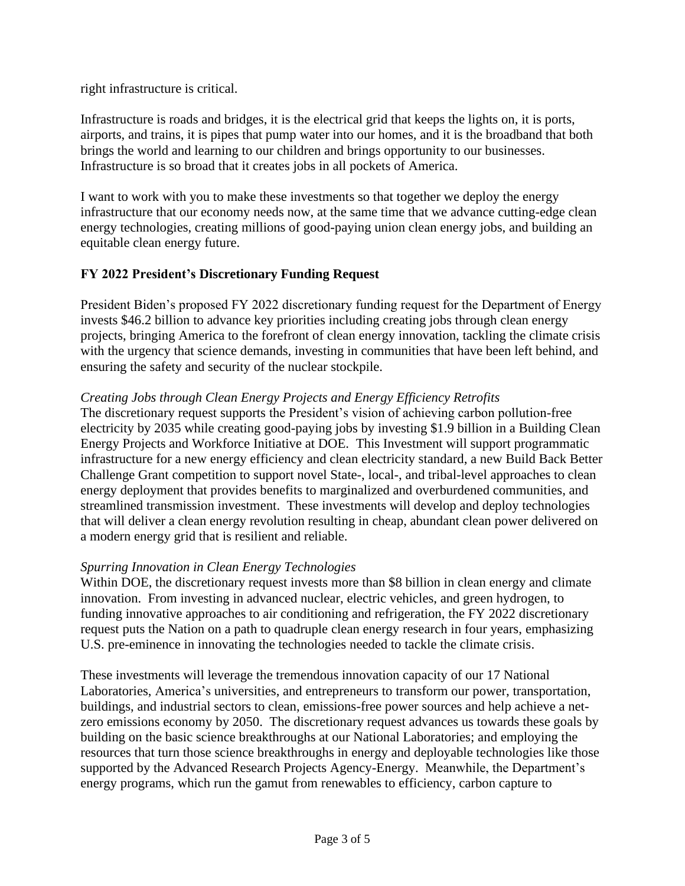right infrastructure is critical.

Infrastructure is roads and bridges, it is the electrical grid that keeps the lights on, it is ports, airports, and trains, it is pipes that pump water into our homes, and it is the broadband that both brings the world and learning to our children and brings opportunity to our businesses. Infrastructure is so broad that it creates jobs in all pockets of America.

I want to work with you to make these investments so that together we deploy the energy infrastructure that our economy needs now, at the same time that we advance cutting-edge clean energy technologies, creating millions of good-paying union clean energy jobs, and building an equitable clean energy future.

## FY 2022 President's Discretionary Funding Request

President Biden's proposed FY 2022 discretionary funding request for the Department of Energy invests $46.2 billion to advance key priorities including creating jobs through clean energy projects, bringing America to the forefront of clean energy innovation, tackling the climate crisis with the urgency that science demands, investing in communities that have been left behind, and ensuring the safety and security of the nuclear stockpile.

*Creating Jobs through Clean Energy Projects and Energy Efficiency Retrofits*

The discretionary request supports the President's vision of achieving carbon pollution-free electricity by 2035 while creating good-paying jobs by investing $1.9 billion in a Building Clean Energy Projects and Workforce Initiative at DOE. This Investment will support programmatic infrastructure for a new energy efficiency and clean electricity standard, a new Build Back Better Challenge Grant competition to support novel State-, local-, and tribal-level approaches to clean energy deployment that provides benefits to marginalized and overburdened communities, and streamlined transmission investment. These investments will develop and deploy technologies that will deliver a clean energy revolution resulting in cheap, abundant clean power delivered on a modern energy grid that is resilient and reliable.

*Spurring Innovation in Clean Energy Technologies*

Within DOE, the discretionary request invests more than $8 billion in clean energy and climate innovation. From investing in advanced nuclear, electric vehicles, and green hydrogen, to funding innovative approaches to air conditioning and refrigeration, the FY 2022 discretionary request puts the Nation on a path to quadruple clean energy research in four years, emphasizing U.S. pre-eminence in innovating the technologies needed to tackle the climate crisis.

These investments will leverage the tremendous innovation capacity of our 17 National Laboratories, America's universities, and entrepreneurs to transform our power, transportation, buildings, and industrial sectors to clean, emissions-free power sources and help achieve a net-zero emissions economy by 2050. The discretionary request advances us towards these goals by building on the basic science breakthroughs at our National Laboratories; and employing the resources that turn those science breakthroughs in energy and deployable technologies like those supported by the Advanced Research Projects Agency-Energy. Meanwhile, the Department's energy programs, which run the gamut from renewables to efficiency, carbon capture to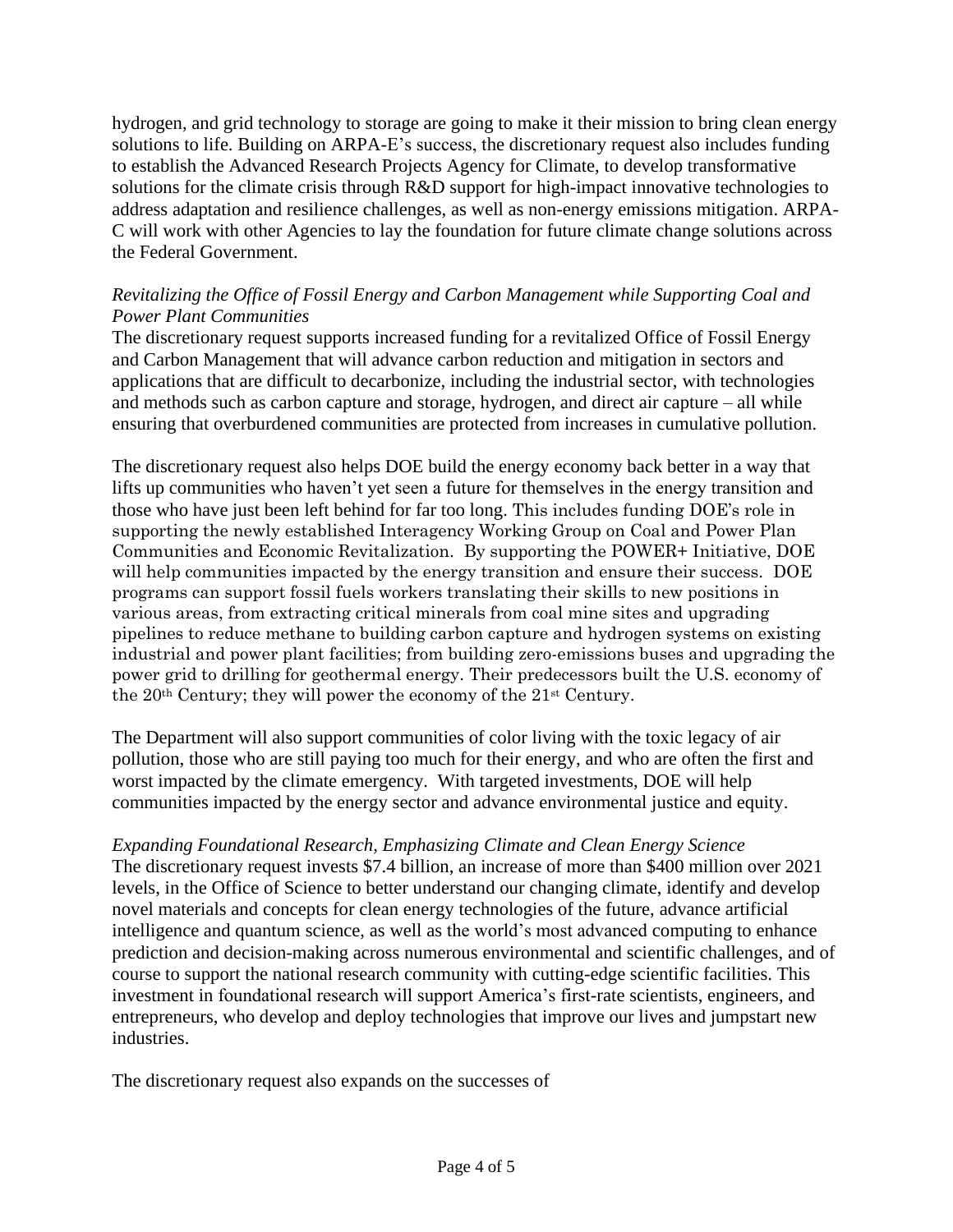hydrogen, and grid technology to storage are going to make it their mission to bring clean energy solutions to life. Building on ARPA-E's success, the discretionary request also includes funding to establish the Advanced Research Projects Agency for Climate, to develop transformative solutions for the climate crisis through R&D support for high-impact innovative technologies to address adaptation and resilience challenges, as well as non-energy emissions mitigation. ARPA-C will work with other Agencies to lay the foundation for future climate change solutions across the Federal Government.

*Revitalizing the Office of Fossil Energy and Carbon Management while Supporting Coal and Power Plant Communities*

The discretionary request supports increased funding for a revitalized Office of Fossil Energy and Carbon Management that will advance carbon reduction and mitigation in sectors and applications that are difficult to decarbonize, including the industrial sector, with technologies and methods such as carbon capture and storage, hydrogen, and direct air capture – all while ensuring that overburdened communities are protected from increases in cumulative pollution.

The discretionary request also helps DOE build the energy economy back better in a way that lifts up communities who haven't yet seen a future for themselves in the energy transition and those who have just been left behind for far too long. This includes funding DOE's role in supporting the newly established Interagency Working Group on Coal and Power Plan Communities and Economic Revitalization. By supporting the POWER+ Initiative, DOE will help communities impacted by the energy transition and ensure their success. DOE programs can support fossil fuels workers translating their skills to new positions in various areas, from extracting critical minerals from coal mine sites and upgrading pipelines to reduce methane to building carbon capture and hydrogen systems on existing industrial and power plant facilities; from building zero-emissions buses and upgrading the power grid to drilling for geothermal energy. Their predecessors built the U.S. economy of the 20th Century; they will power the economy of the 21st Century.

The Department will also support communities of color living with the toxic legacy of air pollution, those who are still paying too much for their energy, and who are often the first and worst impacted by the climate emergency. With targeted investments, DOE will help communities impacted by the energy sector and advance environmental justice and equity.

*Expanding Foundational Research, Emphasizing Climate and Clean Energy Science*

The discretionary request invests $7.4 billion, an increase of more than $400 million over 2021 levels, in the Office of Science to better understand our changing climate, identify and develop novel materials and concepts for clean energy technologies of the future, advance artificial intelligence and quantum science, as well as the world's most advanced computing to enhance prediction and decision-making across numerous environmental and scientific challenges, and of course to support the national research community with cutting-edge scientific facilities. This investment in foundational research will support America's first-rate scientists, engineers, and entrepreneurs, who develop and deploy technologies that improve our lives and jumpstart new industries.

The discretionary request also expands on the successes of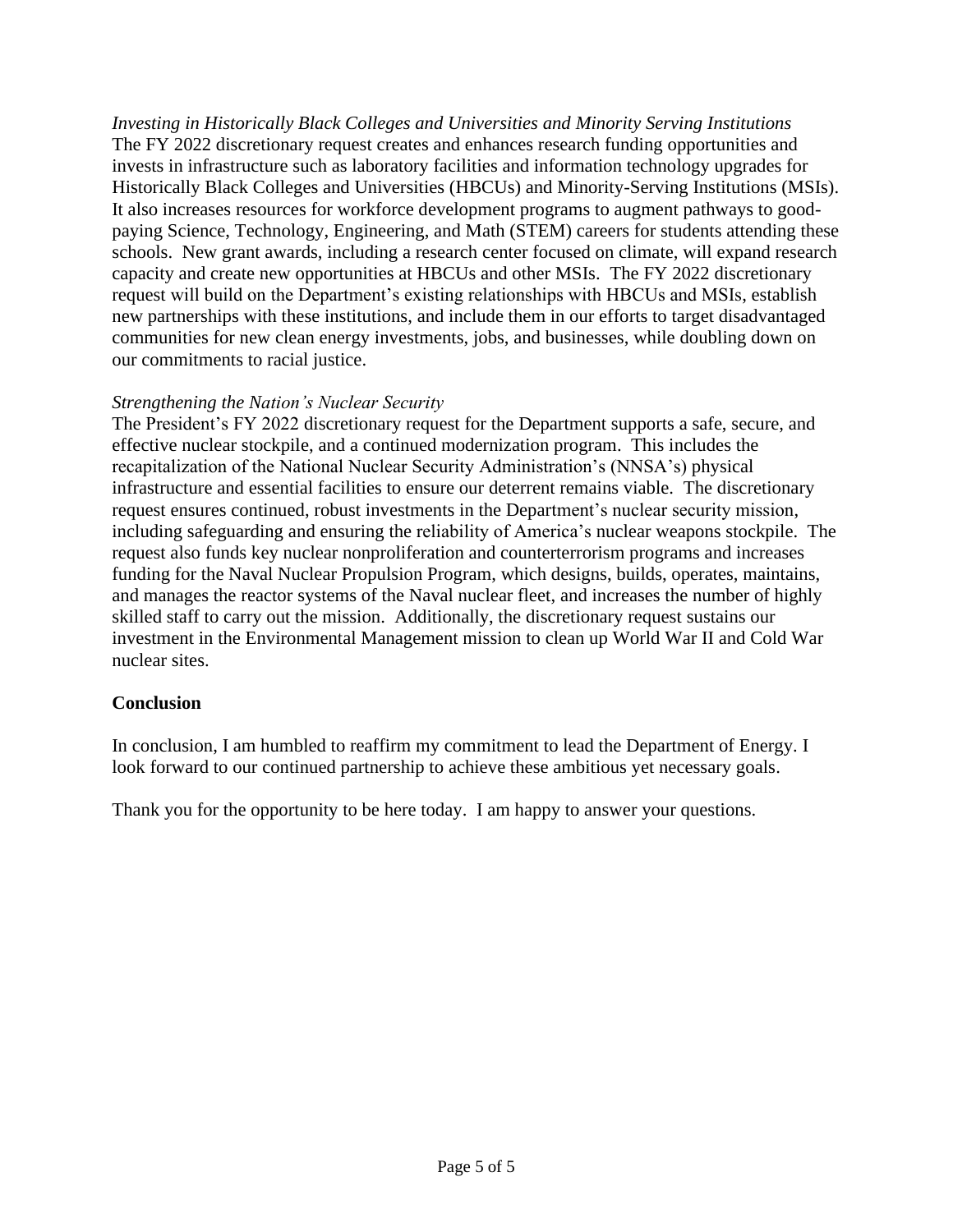*Investing in Historically Black Colleges and Universities and Minority Serving Institutions*

The FY 2022 discretionary request creates and enhances research funding opportunities and invests in infrastructure such as laboratory facilities and information technology upgrades for Historically Black Colleges and Universities (HBCUs) and Minority-Serving Institutions (MSIs). It also increases resources for workforce development programs to augment pathways to good-paying Science, Technology, Engineering, and Math (STEM) careers for students attending these schools. New grant awards, including a research center focused on climate, will expand research capacity and create new opportunities at HBCUs and other MSIs. The FY 2022 discretionary request will build on the Department's existing relationships with HBCUs and MSIs, establish new partnerships with these institutions, and include them in our efforts to target disadvantaged communities for new clean energy investments, jobs, and businesses, while doubling down on our commitments to racial justice.

*Strengthening the Nation's Nuclear Security*

The President's FY 2022 discretionary request for the Department supports a safe, secure, and effective nuclear stockpile, and a continued modernization program. This includes the recapitalization of the National Nuclear Security Administration's (NNSA's) physical infrastructure and essential facilities to ensure our deterrent remains viable. The discretionary request ensures continued, robust investments in the Department's nuclear security mission, including safeguarding and ensuring the reliability of America's nuclear weapons stockpile. The request also funds key nuclear nonproliferation and counterterrorism programs and increases funding for the Naval Nuclear Propulsion Program, which designs, builds, operates, maintains, and manages the reactor systems of the Naval nuclear fleet, and increases the number of highly skilled staff to carry out the mission. Additionally, the discretionary request sustains our investment in the Environmental Management mission to clean up World War II and Cold War nuclear sites.

## Conclusion

In conclusion, I am humbled to reaffirm my commitment to lead the Department of Energy. I look forward to our continued partnership to achieve these ambitious yet necessary goals.

Thank you for the opportunity to be here today. I am happy to answer your questions.